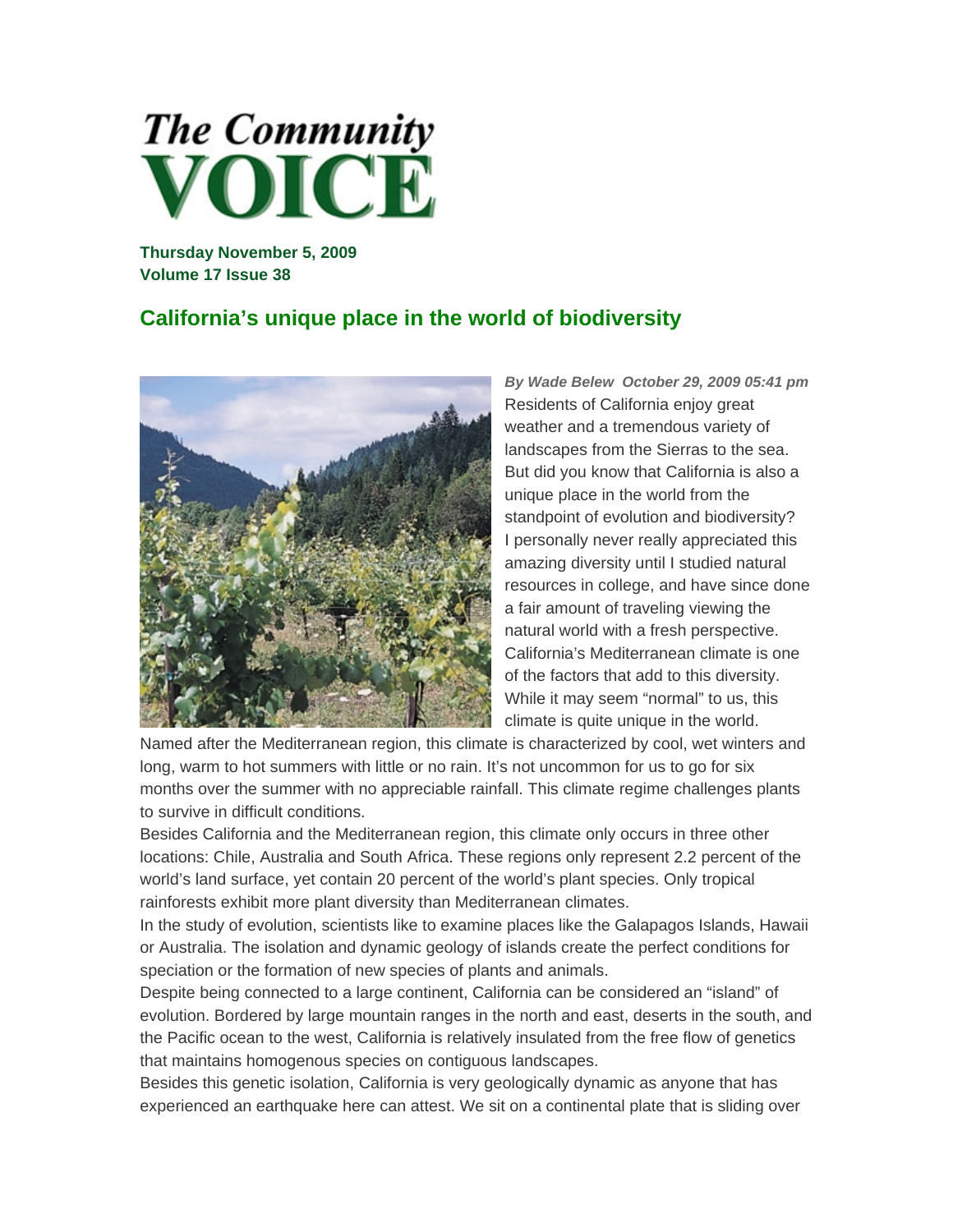# The Community VOICE

**Thursday November 5, 2009**
**Volume 17 Issue 38**

## California's unique place in the world of biodiversity

***By Wade Belew October 29, 2009 05:41 pm***

Residents of California enjoy great weather and a tremendous variety of landscapes from the Sierras to the sea. But did you know that California is also a unique place in the world from the standpoint of evolution and biodiversity? I personally never really appreciated this amazing diversity until I studied natural resources in college, and have since done a fair amount of traveling viewing the natural world with a fresh perspective.

California's Mediterranean climate is one of the factors that add to this diversity. While it may seem "normal" to us, this climate is quite unique in the world.

Named after the Mediterranean region, this climate is characterized by cool, wet winters and long, warm to hot summers with little or no rain. It's not uncommon for us to go for six months over the summer with no appreciable rainfall. This climate regime challenges plants to survive in difficult conditions.

Besides California and the Mediterranean region, this climate only occurs in three other locations: Chile, Australia and South Africa. These regions only represent 2.2 percent of the world's land surface, yet contain 20 percent of the world's plant species. Only tropical rainforests exhibit more plant diversity than Mediterranean climates.

In the study of evolution, scientists like to examine places like the Galapagos Islands, Hawaii or Australia. The isolation and dynamic geology of islands create the perfect conditions for speciation or the formation of new species of plants and animals.

Despite being connected to a large continent, California can be considered an "island" of evolution. Bordered by large mountain ranges in the north and east, deserts in the south, and the Pacific ocean to the west, California is relatively insulated from the free flow of genetics that maintains homogenous species on contiguous landscapes.

Besides this genetic isolation, California is very geologically dynamic as anyone that has experienced an earthquake here can attest. We sit on a continental plate that is sliding over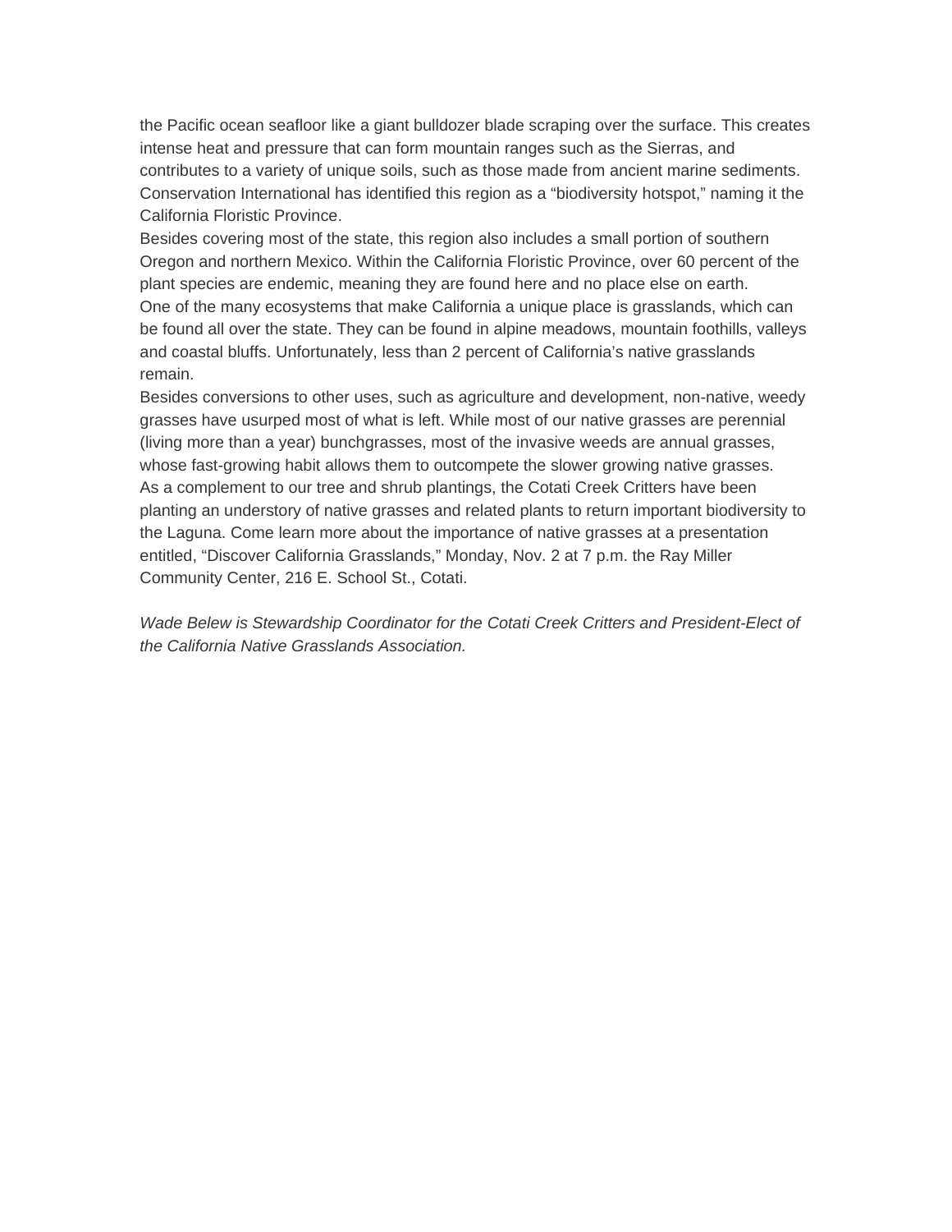the Pacific ocean seafloor like a giant bulldozer blade scraping over the surface. This creates intense heat and pressure that can form mountain ranges such as the Sierras, and contributes to a variety of unique soils, such as those made from ancient marine sediments. Conservation International has identified this region as a "biodiversity hotspot," naming it the California Floristic Province.

Besides covering most of the state, this region also includes a small portion of southern Oregon and northern Mexico. Within the California Floristic Province, over 60 percent of the plant species are endemic, meaning they are found here and no place else on earth.

One of the many ecosystems that make California a unique place is grasslands, which can be found all over the state. They can be found in alpine meadows, mountain foothills, valleys and coastal bluffs. Unfortunately, less than 2 percent of California's native grasslands remain.

Besides conversions to other uses, such as agriculture and development, non-native, weedy grasses have usurped most of what is left. While most of our native grasses are perennial (living more than a year) bunchgrasses, most of the invasive weeds are annual grasses, whose fast-growing habit allows them to outcompete the slower growing native grasses.

As a complement to our tree and shrub plantings, the Cotati Creek Critters have been planting an understory of native grasses and related plants to return important biodiversity to the Laguna. Come learn more about the importance of native grasses at a presentation entitled, "Discover California Grasslands," Monday, Nov. 2 at 7 p.m. the Ray Miller Community Center, 216 E. School St., Cotati.

*Wade Belew is Stewardship Coordinator for the Cotati Creek Critters and President-Elect of the California Native Grasslands Association.*